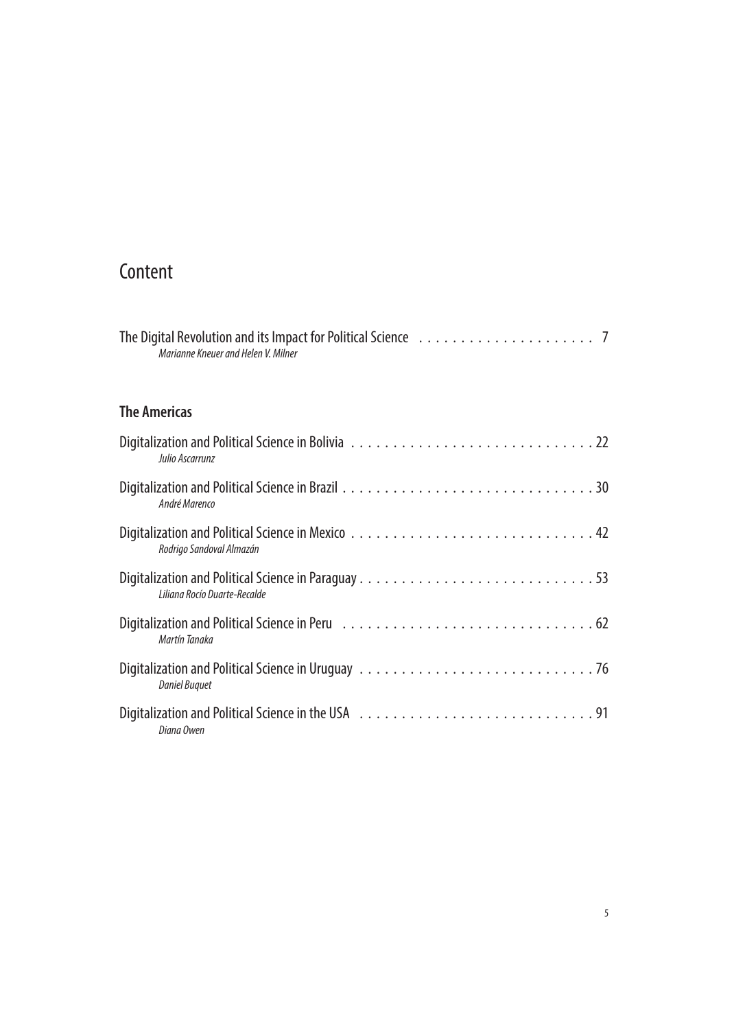# Content

The Digital Revolution and its Impact for Political Science . . . . . . . . . . . . . . . . . . . . . 7
*Marianne Kneuer and Helen V. Milner*

## The Americas

Digitalization and Political Science in Bolivia . . . . . . . . . . . . . . . . . . . . . . . . . . . . . 22
*Julio Ascarrunz*

Digitalization and Political Science in Brazil . . . . . . . . . . . . . . . . . . . . . . . . . . . . . . 30
*André Marenco*

Digitalization and Political Science in Mexico . . . . . . . . . . . . . . . . . . . . . . . . . . . . . 42
*Rodrigo Sandoval Almazán*

Digitalization and Political Science in Paraguay . . . . . . . . . . . . . . . . . . . . . . . . . . . . 53
*Liliana Rocío Duarte-Recalde*

Digitalization and Political Science in Peru . . . . . . . . . . . . . . . . . . . . . . . . . . . . . . 62
*Martín Tanaka*

Digitalization and Political Science in Uruguay . . . . . . . . . . . . . . . . . . . . . . . . . . . . 76
*Daniel Buquet*

Digitalization and Political Science in the USA . . . . . . . . . . . . . . . . . . . . . . . . . . . . 91
*Diana Owen*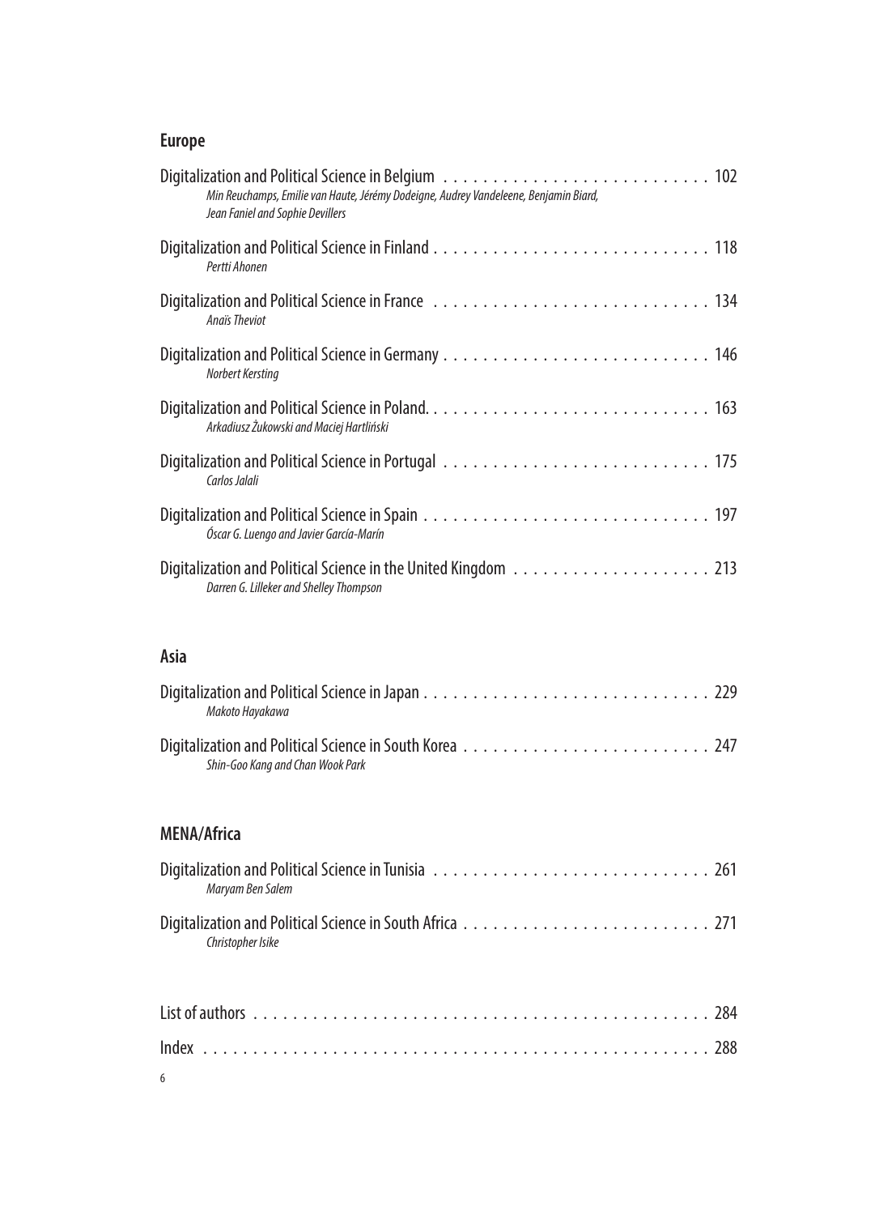## Europe

Digitalization and Political Science in Belgium . . . . . . . . . . . . . . . . . . . . . . . . . . . 102
*Min Reuchamps, Emilie van Haute, Jérémy Dodeigne, Audrey Vandeleene, Benjamin Biard, Jean Faniel and Sophie Devillers*

Digitalization and Political Science in Finland . . . . . . . . . . . . . . . . . . . . . . . . . . . . 118
*Pertti Ahonen*

Digitalization and Political Science in France . . . . . . . . . . . . . . . . . . . . . . . . . . . . 134
*Anaïs Theviot*

Digitalization and Political Science in Germany . . . . . . . . . . . . . . . . . . . . . . . . . . . 146
*Norbert Kersting*

Digitalization and Political Science in Poland. . . . . . . . . . . . . . . . . . . . . . . . . . . . . 163
*Arkadiusz Żukowski and Maciej Hartliński*

Digitalization and Political Science in Portugal . . . . . . . . . . . . . . . . . . . . . . . . . . . 175
*Carlos Jalali*

Digitalization and Political Science in Spain . . . . . . . . . . . . . . . . . . . . . . . . . . . . . 197
*Óscar G. Luengo and Javier García-Marín*

Digitalization and Political Science in the United Kingdom . . . . . . . . . . . . . . . . . . . . 213
*Darren G. Lilleker and Shelley Thompson*

## Asia

Digitalization and Political Science in Japan . . . . . . . . . . . . . . . . . . . . . . . . . . . . . 229
*Makoto Hayakawa*

Digitalization and Political Science in South Korea . . . . . . . . . . . . . . . . . . . . . . . . . 247
*Shin-Goo Kang and Chan Wook Park*

## MENA/Africa

Digitalization and Political Science in Tunisia . . . . . . . . . . . . . . . . . . . . . . . . . . . . 261
*Maryam Ben Salem*

Digitalization and Political Science in South Africa . . . . . . . . . . . . . . . . . . . . . . . . . 271
*Christopher Isike*

List of authors . . . . . . . . . . . . . . . . . . . . . . . . . . . . . . . . . . . . . . . . . . . . . 284

Index . . . . . . . . . . . . . . . . . . . . . . . . . . . . . . . . . . . . . . . . . . . . . . . . . . 288